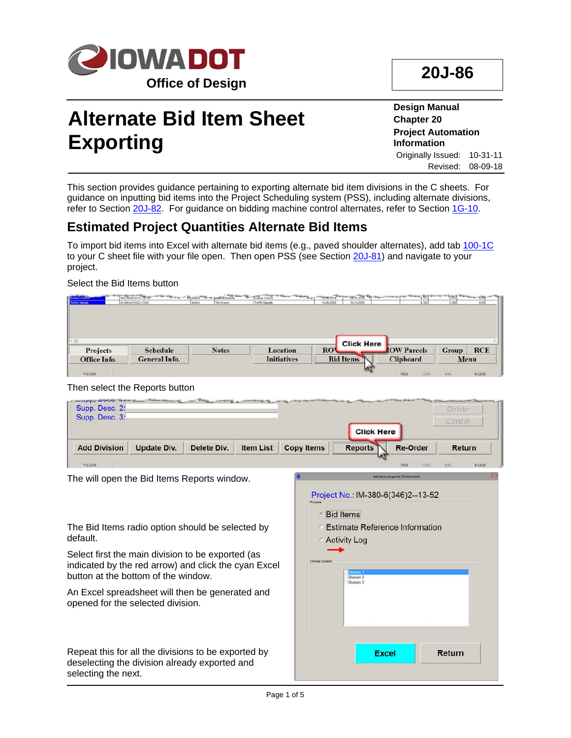# Alternate Bid Item Sheet Exporting

**20J-86**

**Design Manual**
**Chapter 20**
**Project Automation Information**

Originally Issued: 10-31-11
Revised: 08-09-18

This section provides guidance pertaining to exporting alternate bid item divisions in the C sheets. For guidance on inputting bid items into the Project Scheduling system (PSS), including alternate divisions, refer to Section 20J-82. For guidance on bidding machine control alternates, refer to Section 1G-10.

## Estimated Project Quantities Alternate Bid Items

To import bid items into Excel with alternate bid items (e.g., paved shoulder alternates), add tab 100-1C to your C sheet file with your file open. Then open PSS (see Section 20J-81) and navigate to your project.

Select the Bid Items button

Then select the Reports button

The will open the Bid Items Reports window.

The Bid Items radio option should be selected by default.

Select first the main division to be exported (as indicated by the red arrow) and click the cyan Excel button at the bottom of the window.

An Excel spreadsheet will then be generated and opened for the selected division.

Repeat this for all the divisions to be exported by deselecting the division already exported and selecting the next.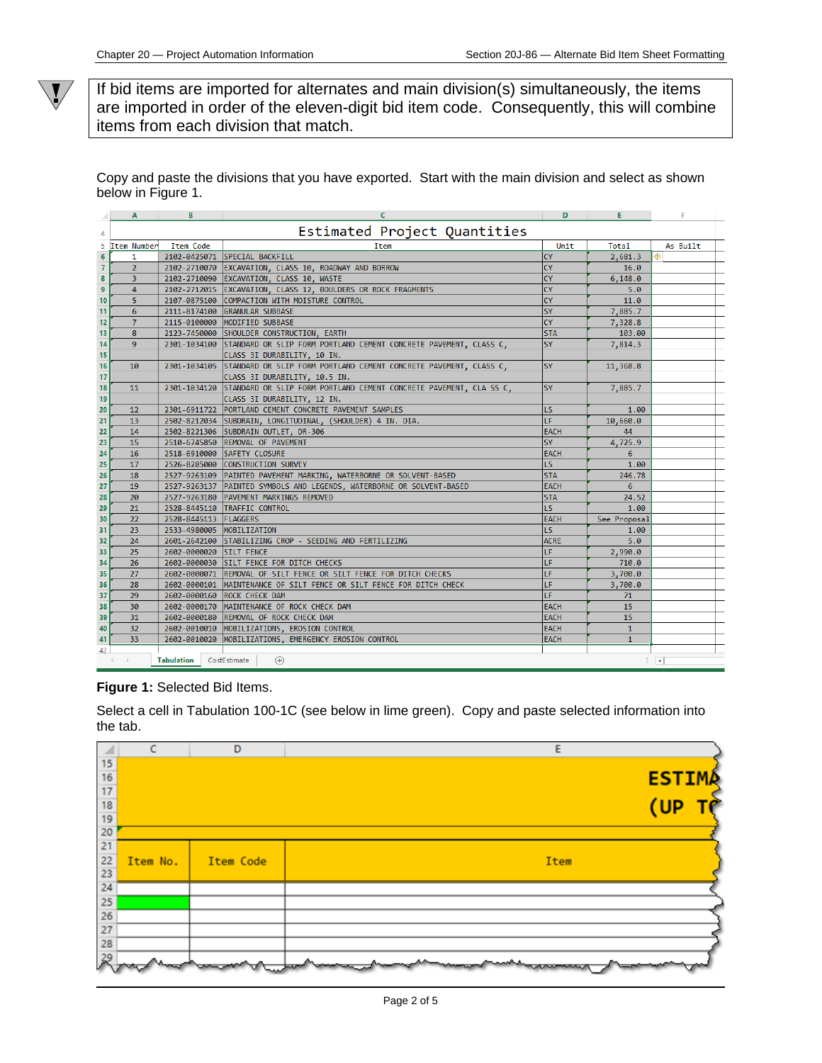> If bid items are imported for alternates and main division(s) simultaneously, the items are imported in order of the eleven-digit bid item code. Consequently, this will combine items from each division that match.

Copy and paste the divisions that you have exported. Start with the main division and select as shown below in Figure 1.

| Item Number | Item Code | Item | Unit | Total | As Built |
|---|---|---|---|---|---|
| 1 | 2102-0425071 | SPECIAL BACKFILL | CY | 2,681.3 | |
| 2 | 2102-2710070 | EXCAVATION, CLASS 10, ROADWAY AND BORROW | CY | 16.0 | |
| 3 | 2102-2710090 | EXCAVATION, CLASS 10, WASTE | CY | 6,148.0 | |
| 4 | 2102-2712015 | EXCAVATION, CLASS 12, BOULDERS OR ROCK FRAGMENTS | CY | 5.0 | |
| 5 | 2107-0875100 | COMPACTION WITH MOISTURE CONTROL | CY | 11.0 | |
| 6 | 2111-8174100 | GRANULAR SUBBASE | SY | 7,885.7 | |
| 7 | 2115-0100000 | MODIFIED SUBBASE | CY | 7,328.8 | |
| 8 | 2123-7450000 | SHOULDER CONSTRUCTION, EARTH | STA | 103.00 | |
| 9 | 2301-1034100 | STANDARD OR SLIP FORM PORTLAND CEMENT CONCRETE PAVEMENT, CLASS C, CLASS 3I DURABILITY, 10 IN. | SY | 7,814.3 | |
| 10 | 2301-1034105 | STANDARD OR SLIP FORM PORTLAND CEMENT CONCRETE PAVEMENT, CLASS C, CLASS 3I DURABILITY, 10.5 IN. | SY | 11,368.8 | |
| 11 | 2301-1034120 | STANDARD OR SLIP FORM PORTLAND CEMENT CONCRETE PAVEMENT, CLA SS C, CLASS 3I DURABILITY, 12 IN. | SY | 7,885.7 | |
| 12 | 2301-6911722 | PORTLAND CEMENT CONCRETE PAVEMENT SAMPLES | LS | 1.00 | |
| 13 | 2502-8212034 | SUBDRAIN, LONGITUDINAL, (SHOULDER) 4 IN. DIA. | LF | 10,660.0 | |
| 14 | 2502-8221306 | SUBDRAIN OUTLET, DR-306 | EACH | 44 | |
| 15 | 2510-6745850 | REMOVAL OF PAVEMENT | SY | 4,725.9 | |
| 16 | 2518-6910000 | SAFETY CLOSURE | EACH | 6 | |
| 17 | 2526-8285000 | CONSTRUCTION SURVEY | LS | 1.00 | |
| 18 | 2527-9263109 | PAINTED PAVEMENT MARKING, WATERBORNE OR SOLVENT-BASED | STA | 246.78 | |
| 19 | 2527-9263137 | PAINTED SYMBOLS AND LEGENDS, WATERBORNE OR SOLVENT-BASED | EACH | 6 | |
| 20 | 2527-9263180 | PAVEMENT MARKINGS REMOVED | STA | 24.52 | |
| 21 | 2528-8445110 | TRAFFIC CONTROL | LS | 1.00 | |
| 22 | 2528-8445113 | FLAGGERS | EACH | See Proposal | |
| 23 | 2533-4980005 | MOBILIZATION | LS | 1.00 | |
| 24 | 2601-2642100 | STABILIZING CROP - SEEDING AND FERTILIZING | ACRE | 5.0 | |
| 25 | 2602-0000020 | SILT FENCE | LF | 2,990.0 | |
| 26 | 2602-0000030 | SILT FENCE FOR DITCH CHECKS | LF | 710.0 | |
| 27 | 2602-0000071 | REMOVAL OF SILT FENCE OR SILT FENCE FOR DITCH CHECKS | LF | 3,700.0 | |
| 28 | 2602-0000101 | MAINTENANCE OF SILT FENCE OR SILT FENCE FOR DITCH CHECK | LF | 3,700.0 | |
| 29 | 2602-0000160 | ROCK CHECK DAM | LF | 71 | |
| 30 | 2602-0000170 | MAINTENANCE OF ROCK CHECK DAM | EACH | 15 | |
| 31 | 2602-0000180 | REMOVAL OF ROCK CHECK DAM | EACH | 15 | |
| 32 | 2602-0010010 | MOBILIZATIONS, EROSION CONTROL | EACH | 1 | |
| 33 | 2602-0010020 | MOBILIZATIONS, EMERGENCY EROSION CONTROL | EACH | 1 | |

**Figure 1:** Selected Bid Items.

Select a cell in Tabulation 100-1C (see below in lime green). Copy and paste selected information into the tab.

| Item No. | Item Code | Item |
|---|---|---|
| | | |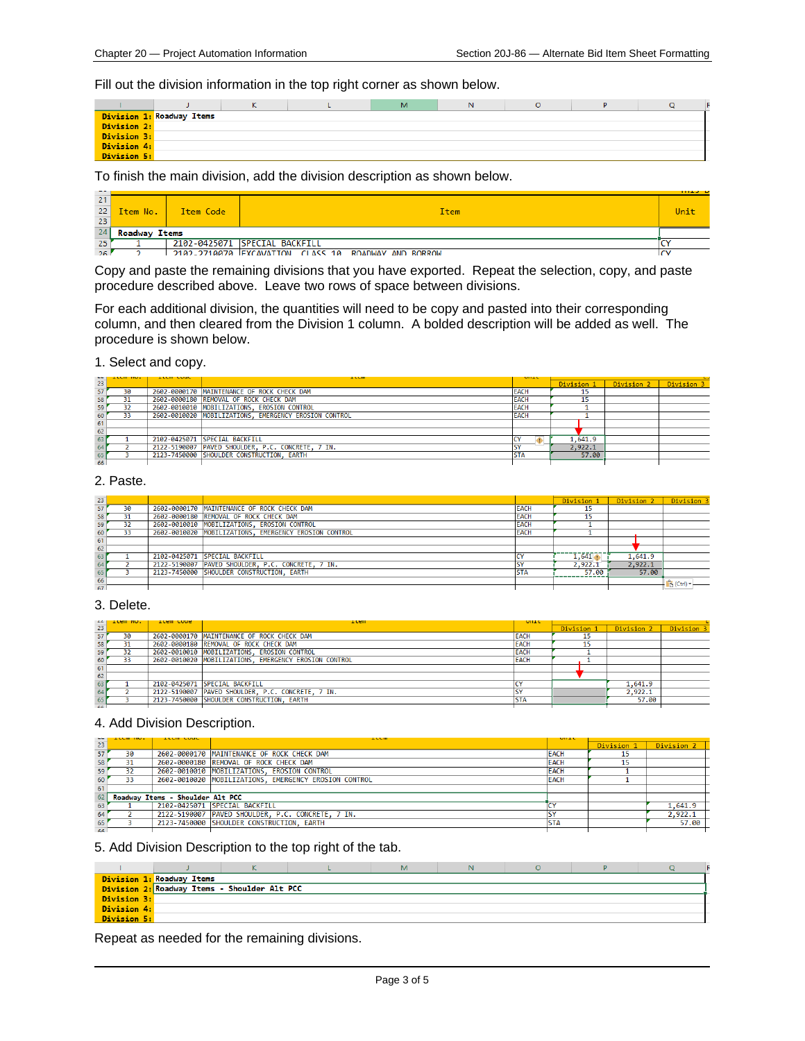Fill out the division information in the top right corner as shown below.

| I | J |
|---|---|
| **Division 1:** | **Roadway Items** |
| **Division 2:** | |
| **Division 3:** | |
| **Division 4:** | |
| **Division 5:** | |

To finish the main division, add the division description as shown below.

| Item No. | Item Code | Item | Unit |
|---|---|---|---|
| **Roadway Items** | | | |
| 1 | 2102-0425071 | SPECIAL BACKFILL | CY |
| 2 | 2102-2710070 | EXCAVATION, CLASS 10, ROADWAY AND BORROW | CY |

Copy and paste the remaining divisions that you have exported. Repeat the selection, copy, and paste procedure described above. Leave two rows of space between divisions.

For each additional division, the quantities will need to be copy and pasted into their corresponding column, and then cleared from the Division 1 column. A bolded description will be added as well. The procedure is shown below.

1. Select and copy.

| Item No. | Item Code | Item | Unit | Division 1 | Division 2 | Division 3 |
|---|---|---|---|---|---|---|
| 30 | 2602-0000170 | MAINTENANCE OF ROCK CHECK DAM | EACH | 15 | | |
| 31 | 2602-0000180 | REMOVAL OF ROCK CHECK DAM | EACH | 15 | | |
| 32 | 2602-0010010 | MOBILIZATIONS, EROSION CONTROL | EACH | 1 | | |
| 33 | 2602-0010020 | MOBILIZATIONS, EMERGENCY EROSION CONTROL | EACH | 1 | | |
| | | | | | | |
| | | | | | | |
| 1 | 2102-0425071 | SPECIAL BACKFILL | CY | 1,641.9 | | |
| 2 | 2122-5190007 | PAVED SHOULDER, P.C. CONCRETE, 7 IN. | SY | 2,922.1 | | |
| 3 | 2123-7450000 | SHOULDER CONSTRUCTION, EARTH | STA | 57.00 | | |

2. Paste.

| Item No. | Item Code | Item | Unit | Division 1 | Division 2 | Division 3 |
|---|---|---|---|---|---|---|
| 30 | 2602-0000170 | MAINTENANCE OF ROCK CHECK DAM | EACH | 15 | | |
| 31 | 2602-0000180 | REMOVAL OF ROCK CHECK DAM | EACH | 15 | | |
| 32 | 2602-0010010 | MOBILIZATIONS, EROSION CONTROL | EACH | 1 | | |
| 33 | 2602-0010020 | MOBILIZATIONS, EMERGENCY EROSION CONTROL | EACH | 1 | | |
| | | | | | | |
| | | | | | | |
| 1 | 2102-0425071 | SPECIAL BACKFILL | CY | 1,641.9 | 1,641.9 | |
| 2 | 2122-5190007 | PAVED SHOULDER, P.C. CONCRETE, 7 IN. | SY | 2,922.1 | 2,922.1 | |
| 3 | 2123-7450000 | SHOULDER CONSTRUCTION, EARTH | STA | 57.00 | 57.00 | |

3. Delete.

| Item No. | Item Code | Item | Unit | Division 1 | Division 2 | Division 3 |
|---|---|---|---|---|---|---|
| 30 | 2602-0000170 | MAINTENANCE OF ROCK CHECK DAM | EACH | 15 | | |
| 31 | 2602-0000180 | REMOVAL OF ROCK CHECK DAM | EACH | 15 | | |
| 32 | 2602-0010010 | MOBILIZATIONS, EROSION CONTROL | EACH | 1 | | |
| 33 | 2602-0010020 | MOBILIZATIONS, EMERGENCY EROSION CONTROL | EACH | 1 | | |
| | | | | | | |
| | | | | | | |
| 1 | 2102-0425071 | SPECIAL BACKFILL | CY | | 1,641.9 | |
| 2 | 2122-5190007 | PAVED SHOULDER, P.C. CONCRETE, 7 IN. | SY | | 2,922.1 | |
| 3 | 2123-7450000 | SHOULDER CONSTRUCTION, EARTH | STA | | 57.00 | |

4. Add Division Description.

| Item No. | Item Code | Item | Unit | Division 1 | Division 2 |
|---|---|---|---|---|---|
| 30 | 2602-0000170 | MAINTENANCE OF ROCK CHECK DAM | EACH | 15 | |
| 31 | 2602-0000180 | REMOVAL OF ROCK CHECK DAM | EACH | 15 | |
| 32 | 2602-0010010 | MOBILIZATIONS, EROSION CONTROL | EACH | 1 | |
| 33 | 2602-0010020 | MOBILIZATIONS, EMERGENCY EROSION CONTROL | EACH | 1 | |
| | | | | | |
| **Roadway Items - Shoulder Alt PCC** | | | | | |
| 1 | 2102-0425071 | SPECIAL BACKFILL | CY | | 1,641.9 |
| 2 | 2122-5190007 | PAVED SHOULDER, P.C. CONCRETE, 7 IN. | SY | | 2,922.1 |
| 3 | 2123-7450000 | SHOULDER CONSTRUCTION, EARTH | STA | | 57.00 |

5. Add Division Description to the top right of the tab.

| I | J |
|---|---|
| **Division 1:** | **Roadway Items** |
| **Division 2:** | **Roadway Items - Shoulder Alt PCC** |
| **Division 3:** | |
| **Division 4:** | |
| **Division 5:** | |

Repeat as needed for the remaining divisions.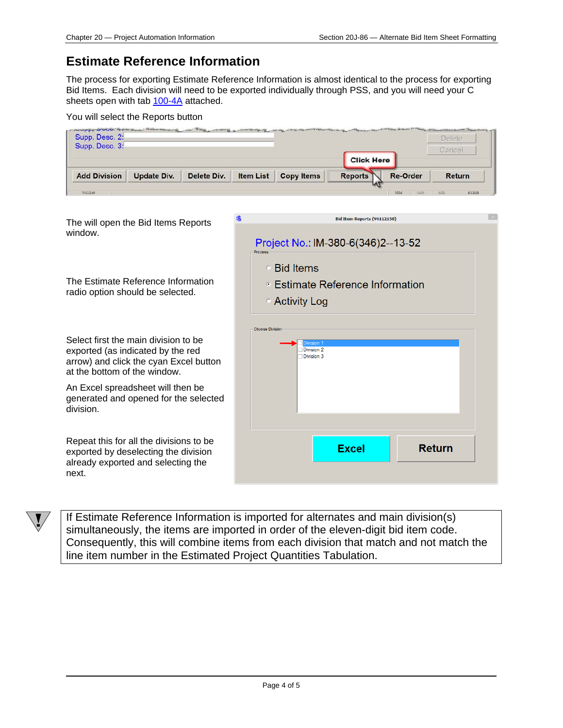## Estimate Reference Information

The process for exporting Estimate Reference Information is almost identical to the process for exporting Bid Items. Each division will need to be exported individually through PSS, and you will need your C sheets open with tab 100-4A attached.

You will select the Reports button

The will open the Bid Items Reports window.

The Estimate Reference Information radio option should be selected.

Select first the main division to be exported (as indicated by the red arrow) and click the cyan Excel button at the bottom of the window.

An Excel spreadsheet will then be generated and opened for the selected division.

Repeat this for all the divisions to be exported by deselecting the division already exported and selecting the next.

> If Estimate Reference Information is imported for alternates and main division(s) simultaneously, the items are imported in order of the eleven-digit bid item code. Consequently, this will combine items from each division that match and not match the line item number in the Estimated Project Quantities Tabulation.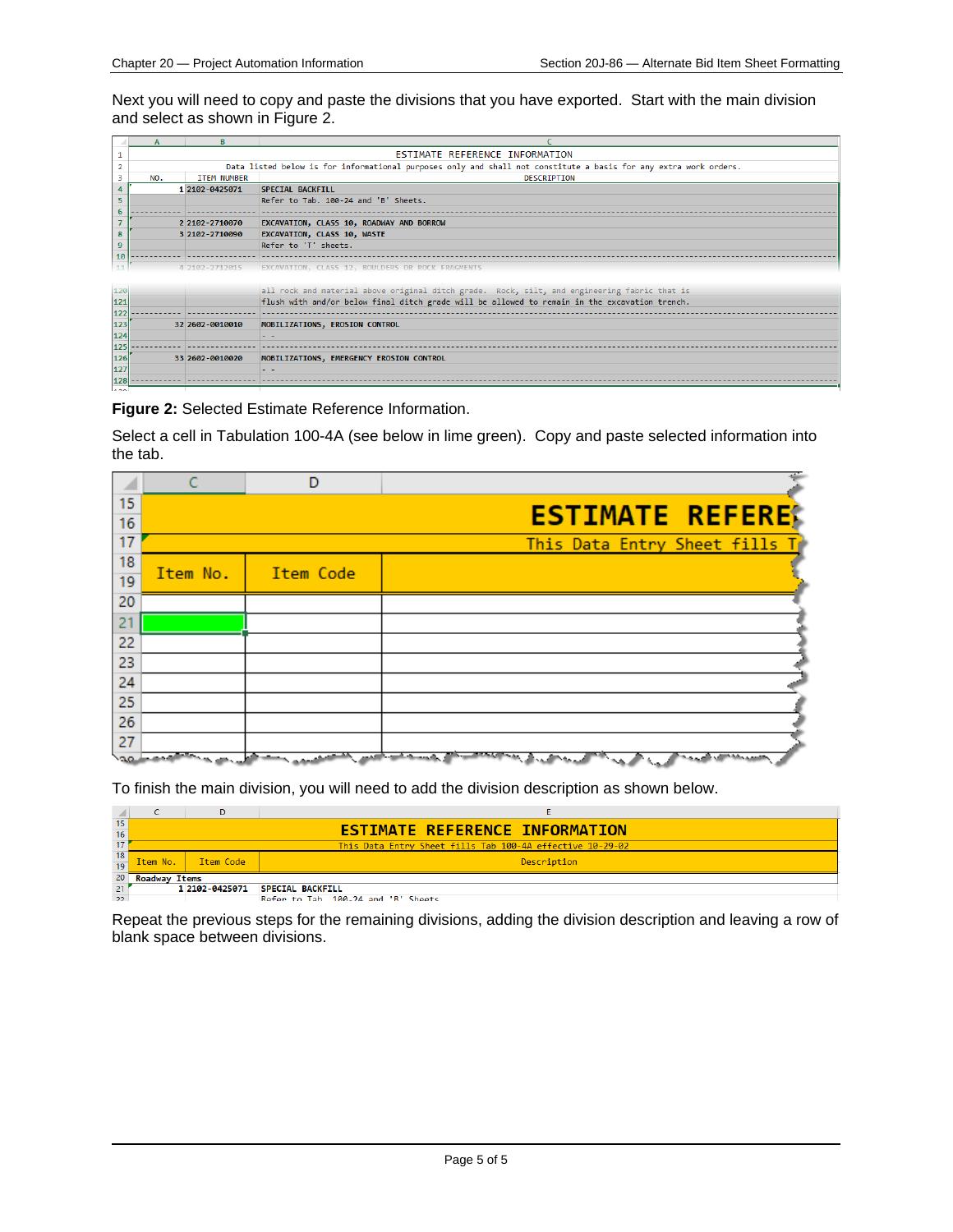Next you will need to copy and paste the divisions that you have exported. Start with the main division and select as shown in Figure 2.

**Figure 2:** Selected Estimate Reference Information.

Select a cell in Tabulation 100-4A (see below in lime green). Copy and paste selected information into the tab.

To finish the main division, you will need to add the division description as shown below.

Repeat the previous steps for the remaining divisions, adding the division description and leaving a row of blank space between divisions.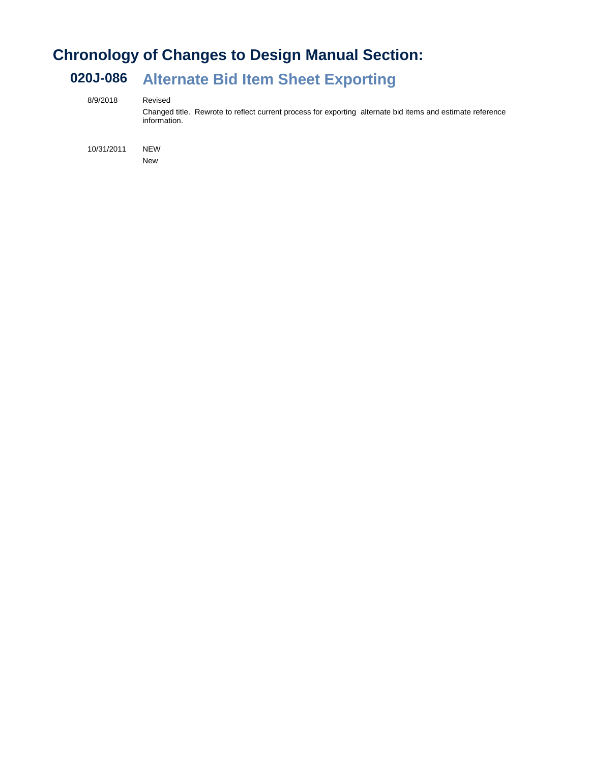# Chronology of Changes to Design Manual Section:

## 020J-086 Alternate Bid Item Sheet Exporting

8/9/2018 Revised

Changed title. Rewrote to reflect current process for exporting alternate bid items and estimate reference information.

10/31/2011 NEW

New